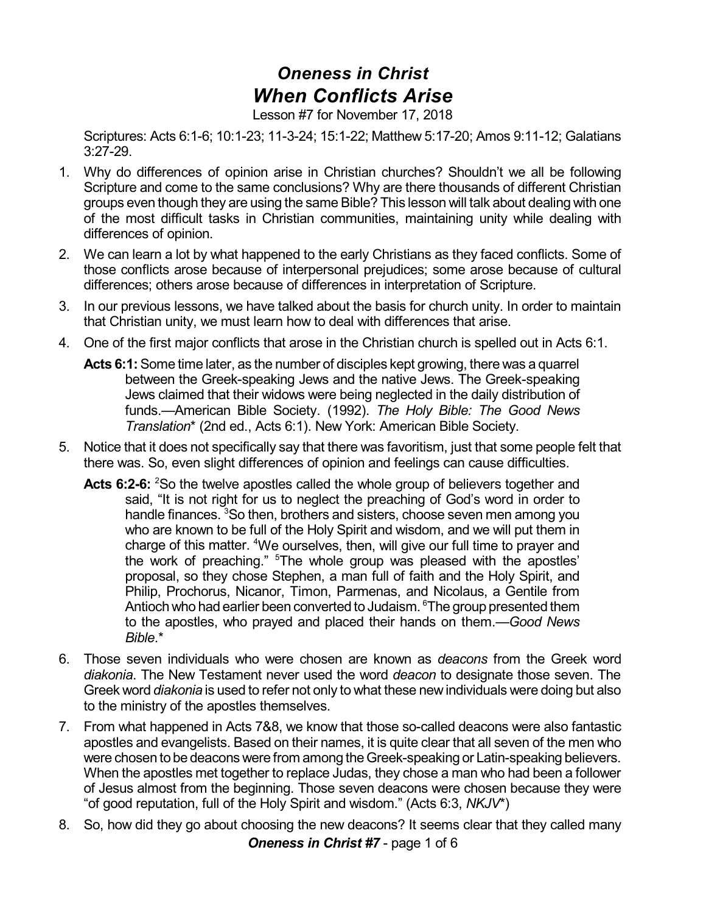# *Oneness in Christ*
# *When Conflicts Arise*

Lesson #7 for November 17, 2018

Scriptures: Acts 6:1-6; 10:1-23; 11-3-24; 15:1-22; Matthew 5:17-20; Amos 9:11-12; Galatians 3:27-29.

1. Why do differences of opinion arise in Christian churches? Shouldn't we all be following Scripture and come to the same conclusions? Why are there thousands of different Christian groups even though they are using the same Bible? This lesson will talk about dealing with one of the most difficult tasks in Christian communities, maintaining unity while dealing with differences of opinion.
2. We can learn a lot by what happened to the early Christians as they faced conflicts. Some of those conflicts arose because of interpersonal prejudices; some arose because of cultural differences; others arose because of differences in interpretation of Scripture.
3. In our previous lessons, we have talked about the basis for church unity. In order to maintain that Christian unity, we must learn how to deal with differences that arise.
4. One of the first major conflicts that arose in the Christian church is spelled out in Acts 6:1.

   **Acts 6:1:** Some time later, as the number of disciples kept growing, there was a quarrel between the Greek-speaking Jews and the native Jews. The Greek-speaking Jews claimed that their widows were being neglected in the daily distribution of funds.—American Bible Society. (1992). *The Holy Bible: The Good News Translation*\* (2nd ed., Acts 6:1). New York: American Bible Society.

5. Notice that it does not specifically say that there was favoritism, just that some people felt that there was. So, even slight differences of opinion and feelings can cause difficulties.

   **Acts 6:2-6:** [2]So the twelve apostles called the whole group of believers together and said, "It is not right for us to neglect the preaching of God's word in order to handle finances. [3]So then, brothers and sisters, choose seven men among you who are known to be full of the Holy Spirit and wisdom, and we will put them in charge of this matter. [4]We ourselves, then, will give our full time to prayer and the work of preaching." [5]The whole group was pleased with the apostles' proposal, so they chose Stephen, a man full of faith and the Holy Spirit, and Philip, Prochorus, Nicanor, Timon, Parmenas, and Nicolaus, a Gentile from Antioch who had earlier been converted to Judaism. [6]The group presented them to the apostles, who prayed and placed their hands on them.—*Good News Bible*.\*

6. Those seven individuals who were chosen are known as *deacons* from the Greek word *diakonia*. The New Testament never used the word *deacon* to designate those seven. The Greek word *diakonia* is used to refer not only to what these new individuals were doing but also to the ministry of the apostles themselves.
7. From what happened in Acts 7&8, we know that those so-called deacons were also fantastic apostles and evangelists. Based on their names, it is quite clear that all seven of the men who were chosen to be deacons were from among the Greek-speaking or Latin-speaking believers. When the apostles met together to replace Judas, they chose a man who had been a follower of Jesus almost from the beginning. Those seven deacons were chosen because they were "of good reputation, full of the Holy Spirit and wisdom." (Acts 6:3, *NKJV*\*)
8. So, how did they go about choosing the new deacons? It seems clear that they called many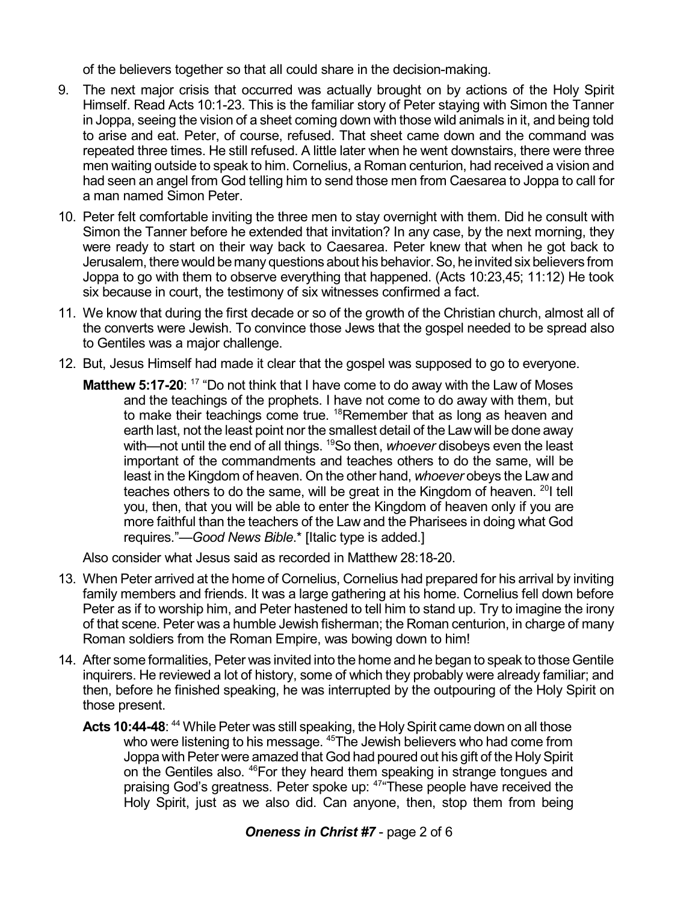of the believers together so that all could share in the decision-making.

9. The next major crisis that occurred was actually brought on by actions of the Holy Spirit Himself. Read Acts 10:1-23. This is the familiar story of Peter staying with Simon the Tanner in Joppa, seeing the vision of a sheet coming down with those wild animals in it, and being told to arise and eat. Peter, of course, refused. That sheet came down and the command was repeated three times. He still refused. A little later when he went downstairs, there were three men waiting outside to speak to him. Cornelius, a Roman centurion, had received a vision and had seen an angel from God telling him to send those men from Caesarea to Joppa to call for a man named Simon Peter.

10. Peter felt comfortable inviting the three men to stay overnight with them. Did he consult with Simon the Tanner before he extended that invitation? In any case, by the next morning, they were ready to start on their way back to Caesarea. Peter knew that when he got back to Jerusalem, there would be many questions about his behavior. So, he invited six believers from Joppa to go with them to observe everything that happened. (Acts 10:23,45; 11:12) He took six because in court, the testimony of six witnesses confirmed a fact.

11. We know that during the first decade or so of the growth of the Christian church, almost all of the converts were Jewish. To convince those Jews that the gospel needed to be spread also to Gentiles was a major challenge.

12. But, Jesus Himself had made it clear that the gospel was supposed to go to everyone.

    **Matthew 5:17-20**: [17] "Do not think that I have come to do away with the Law of Moses and the teachings of the prophets. I have not come to do away with them, but to make their teachings come true. [18]Remember that as long as heaven and earth last, not the least point nor the smallest detail of the Law will be done away with—not until the end of all things. [19]So then, *whoever* disobeys even the least important of the commandments and teaches others to do the same, will be least in the Kingdom of heaven. On the other hand, *whoever* obeys the Law and teaches others to do the same, will be great in the Kingdom of heaven. [20]I tell you, then, that you will be able to enter the Kingdom of heaven only if you are more faithful than the teachers of the Law and the Pharisees in doing what God requires."—*Good News Bible*.* [Italic type is added.]

    Also consider what Jesus said as recorded in Matthew 28:18-20.

13. When Peter arrived at the home of Cornelius, Cornelius had prepared for his arrival by inviting family members and friends. It was a large gathering at his home. Cornelius fell down before Peter as if to worship him, and Peter hastened to tell him to stand up. Try to imagine the irony of that scene. Peter was a humble Jewish fisherman; the Roman centurion, in charge of many Roman soldiers from the Roman Empire, was bowing down to him!

14. After some formalities, Peter was invited into the home and he began to speak to those Gentile inquirers. He reviewed a lot of history, some of which they probably were already familiar; and then, before he finished speaking, he was interrupted by the outpouring of the Holy Spirit on those present.

    **Acts 10:44-48**: [44] While Peter was still speaking, the Holy Spirit came down on all those who were listening to his message. [45]The Jewish believers who had come from Joppa with Peter were amazed that God had poured out his gift of the Holy Spirit on the Gentiles also. [46]For they heard them speaking in strange tongues and praising God's greatness. Peter spoke up: [47]"These people have received the Holy Spirit, just as we also did. Can anyone, then, stop them from being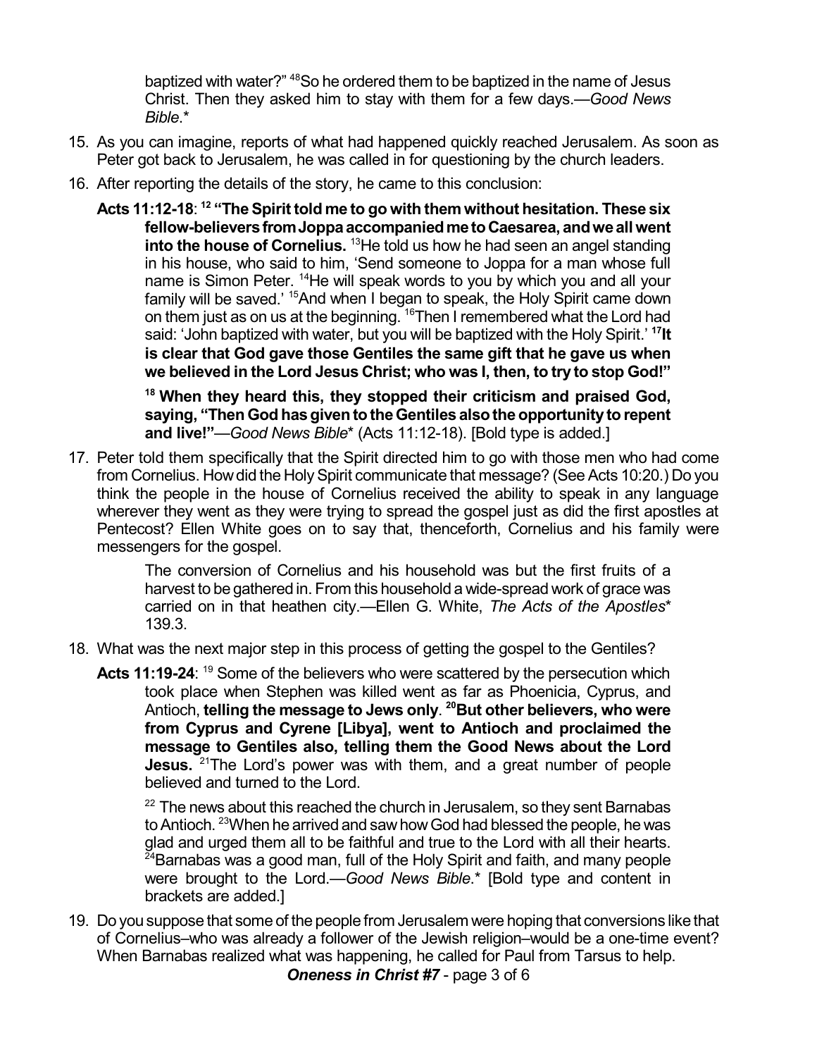baptized with water?" [48]So he ordered them to be baptized in the name of Jesus Christ. Then they asked him to stay with them for a few days.—*Good News Bible*.*

15. As you can imagine, reports of what had happened quickly reached Jerusalem. As soon as Peter got back to Jerusalem, he was called in for questioning by the church leaders.

16. After reporting the details of the story, he came to this conclusion:

    **Acts 11:12-18**: [12] **"The Spirit told me to go with them without hesitation. These six fellow-believers from Joppa accompanied me to Caesarea, and we all went into the house of Cornelius.** [13]He told us how he had seen an angel standing in his house, who said to him, 'Send someone to Joppa for a man whose full name is Simon Peter. [14]He will speak words to you by which you and all your family will be saved.' [15]And when I began to speak, the Holy Spirit came down on them just as on us at the beginning. [16]Then I remembered what the Lord had said: 'John baptized with water, but you will be baptized with the Holy Spirit.' [17]**It is clear that God gave those Gentiles the same gift that he gave us when we believed in the Lord Jesus Christ; who was I, then, to try to stop God!"**

    [18] **When they heard this, they stopped their criticism and praised God, saying, "Then God has given to the Gentiles also the opportunity to repent and live!"**—*Good News Bible** (Acts 11:12-18). [Bold type is added.]

17. Peter told them specifically that the Spirit directed him to go with those men who had come from Cornelius. How did the Holy Spirit communicate that message? (See Acts 10:20.) Do you think the people in the house of Cornelius received the ability to speak in any language wherever they went as they were trying to spread the gospel just as did the first apostles at Pentecost? Ellen White goes on to say that, thenceforth, Cornelius and his family were messengers for the gospel.

    > The conversion of Cornelius and his household was but the first fruits of a harvest to be gathered in. From this household a wide-spread work of grace was carried on in that heathen city.—Ellen G. White, *The Acts of the Apostles** 139.3.

18. What was the next major step in this process of getting the gospel to the Gentiles?

    **Acts 11:19-24**: [19] Some of the believers who were scattered by the persecution which took place when Stephen was killed went as far as Phoenicia, Cyprus, and Antioch, **telling the message to Jews only**. [20]**But other believers, who were from Cyprus and Cyrene [Libya], went to Antioch and proclaimed the message to Gentiles also, telling them the Good News about the Lord Jesus.** [21]The Lord's power was with them, and a great number of people believed and turned to the Lord.

    [22] The news about this reached the church in Jerusalem, so they sent Barnabas to Antioch. [23]When he arrived and saw how God had blessed the people, he was glad and urged them all to be faithful and true to the Lord with all their hearts. [24]Barnabas was a good man, full of the Holy Spirit and faith, and many people were brought to the Lord.—*Good News Bible*.* [Bold type and content in brackets are added.]

19. Do you suppose that some of the people from Jerusalem were hoping that conversions like that of Cornelius–who was already a follower of the Jewish religion–would be a one-time event? When Barnabas realized what was happening, he called for Paul from Tarsus to help.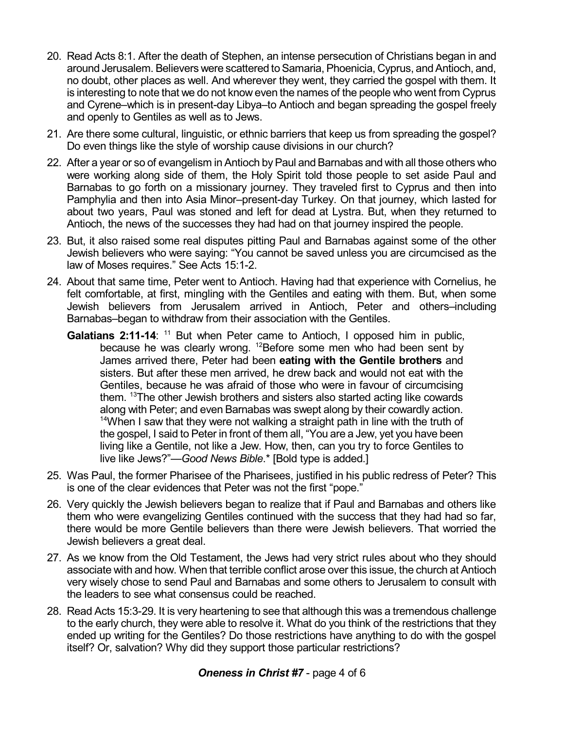20. Read Acts 8:1. After the death of Stephen, an intense persecution of Christians began in and around Jerusalem. Believers were scattered to Samaria, Phoenicia, Cyprus, and Antioch, and, no doubt, other places as well. And wherever they went, they carried the gospel with them. It is interesting to note that we do not know even the names of the people who went from Cyprus and Cyrene–which is in present-day Libya–to Antioch and began spreading the gospel freely and openly to Gentiles as well as to Jews.

21. Are there some cultural, linguistic, or ethnic barriers that keep us from spreading the gospel? Do even things like the style of worship cause divisions in our church?

22. After a year or so of evangelism in Antioch by Paul and Barnabas and with all those others who were working along side of them, the Holy Spirit told those people to set aside Paul and Barnabas to go forth on a missionary journey. They traveled first to Cyprus and then into Pamphylia and then into Asia Minor–present-day Turkey. On that journey, which lasted for about two years, Paul was stoned and left for dead at Lystra. But, when they returned to Antioch, the news of the successes they had had on that journey inspired the people.

23. But, it also raised some real disputes pitting Paul and Barnabas against some of the other Jewish believers who were saying: "You cannot be saved unless you are circumcised as the law of Moses requires." See Acts 15:1-2.

24. About that same time, Peter went to Antioch. Having had that experience with Cornelius, he felt comfortable, at first, mingling with the Gentiles and eating with them. But, when some Jewish believers from Jerusalem arrived in Antioch, Peter and others–including Barnabas–began to withdraw from their association with the Gentiles.

 **Galatians 2:11-14**: [11] But when Peter came to Antioch, I opposed him in public, because he was clearly wrong. [12]Before some men who had been sent by James arrived there, Peter had been **eating with the Gentile brothers** and sisters. But after these men arrived, he drew back and would not eat with the Gentiles, because he was afraid of those who were in favour of circumcising them. [13]The other Jewish brothers and sisters also started acting like cowards along with Peter; and even Barnabas was swept along by their cowardly action. [14]When I saw that they were not walking a straight path in line with the truth of the gospel, I said to Peter in front of them all, "You are a Jew, yet you have been living like a Gentile, not like a Jew. How, then, can you try to force Gentiles to live like Jews?"—*Good News Bible*.* [Bold type is added.]

25. Was Paul, the former Pharisee of the Pharisees, justified in his public redress of Peter? This is one of the clear evidences that Peter was not the first "pope."

26. Very quickly the Jewish believers began to realize that if Paul and Barnabas and others like them who were evangelizing Gentiles continued with the success that they had had so far, there would be more Gentile believers than there were Jewish believers. That worried the Jewish believers a great deal.

27. As we know from the Old Testament, the Jews had very strict rules about who they should associate with and how. When that terrible conflict arose over this issue, the church at Antioch very wisely chose to send Paul and Barnabas and some others to Jerusalem to consult with the leaders to see what consensus could be reached.

28. Read Acts 15:3-29. It is very heartening to see that although this was a tremendous challenge to the early church, they were able to resolve it. What do you think of the restrictions that they ended up writing for the Gentiles? Do those restrictions have anything to do with the gospel itself? Or, salvation? Why did they support those particular restrictions?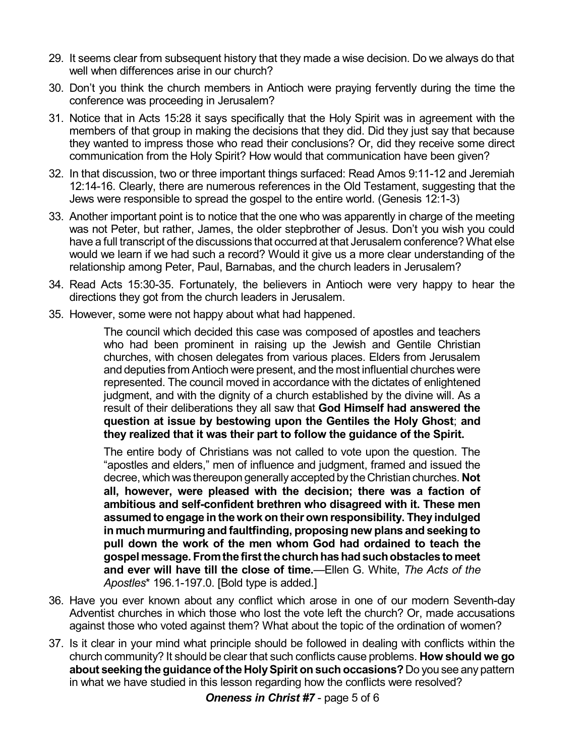29. It seems clear from subsequent history that they made a wise decision. Do we always do that well when differences arise in our church?
30. Don't you think the church members in Antioch were praying fervently during the time the conference was proceeding in Jerusalem?
31. Notice that in Acts 15:28 it says specifically that the Holy Spirit was in agreement with the members of that group in making the decisions that they did. Did they just say that because they wanted to impress those who read their conclusions? Or, did they receive some direct communication from the Holy Spirit? How would that communication have been given?
32. In that discussion, two or three important things surfaced: Read Amos 9:11-12 and Jeremiah 12:14-16. Clearly, there are numerous references in the Old Testament, suggesting that the Jews were responsible to spread the gospel to the entire world. (Genesis 12:1-3)
33. Another important point is to notice that the one who was apparently in charge of the meeting was not Peter, but rather, James, the older stepbrother of Jesus. Don't you wish you could have a full transcript of the discussions that occurred at that Jerusalem conference? What else would we learn if we had such a record? Would it give us a more clear understanding of the relationship among Peter, Paul, Barnabas, and the church leaders in Jerusalem?
34. Read Acts 15:30-35. Fortunately, the believers in Antioch were very happy to hear the directions they got from the church leaders in Jerusalem.
35. However, some were not happy about what had happened.

    > The council which decided this case was composed of apostles and teachers who had been prominent in raising up the Jewish and Gentile Christian churches, with chosen delegates from various places. Elders from Jerusalem and deputies from Antioch were present, and the most influential churches were represented. The council moved in accordance with the dictates of enlightened judgment, and with the dignity of a church established by the divine will. As a result of their deliberations they all saw that **God Himself had answered the question at issue by bestowing upon the Gentiles the Holy Ghost**; **and they realized that it was their part to follow the guidance of the Spirit.**
    >
    > The entire body of Christians was not called to vote upon the question. The "apostles and elders," men of influence and judgment, framed and issued the decree, which was thereupon generally accepted by the Christian churches. **Not all, however, were pleased with the decision; there was a faction of ambitious and self-confident brethren who disagreed with it. These men assumed to engage in the work on their own responsibility. They indulged in much murmuring and faultfinding, proposing new plans and seeking to pull down the work of the men whom God had ordained to teach the gospel message. From the first the church has had such obstacles to meet and ever will have till the close of time.**—Ellen G. White, *The Acts of the Apostles** 196.1-197.0. [Bold type is added.]

36. Have you ever known about any conflict which arose in one of our modern Seventh-day Adventist churches in which those who lost the vote left the church? Or, made accusations against those who voted against them? What about the topic of the ordination of women?
37. Is it clear in your mind what principle should be followed in dealing with conflicts within the church community? It should be clear that such conflicts cause problems. **How should we go about seeking the guidance of the Holy Spirit on such occasions?** Do you see any pattern in what we have studied in this lesson regarding how the conflicts were resolved?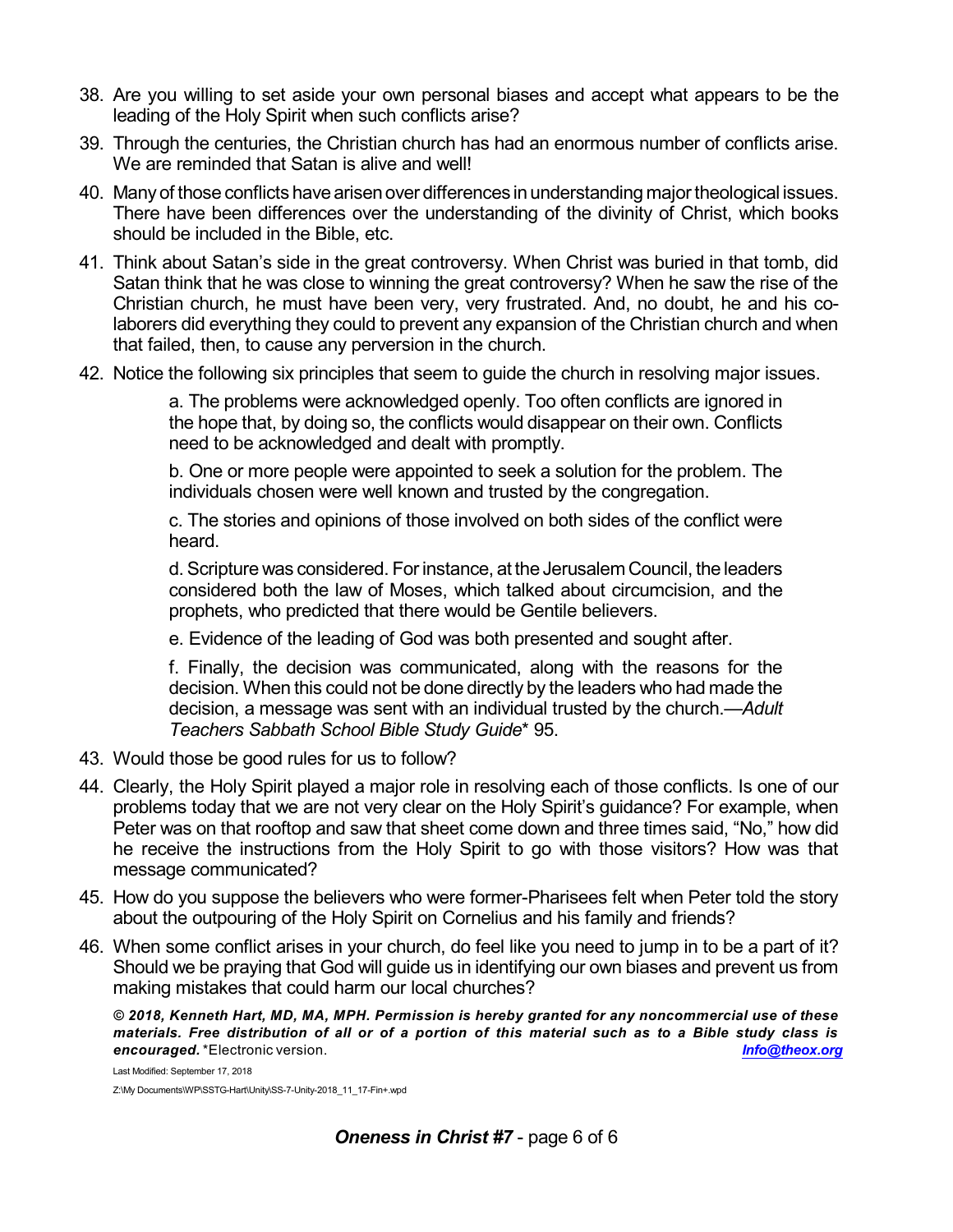38. Are you willing to set aside your own personal biases and accept what appears to be the leading of the Holy Spirit when such conflicts arise?

39. Through the centuries, the Christian church has had an enormous number of conflicts arise. We are reminded that Satan is alive and well!

40. Many of those conflicts have arisen over differences in understanding major theological issues. There have been differences over the understanding of the divinity of Christ, which books should be included in the Bible, etc.

41. Think about Satan's side in the great controversy. When Christ was buried in that tomb, did Satan think that he was close to winning the great controversy? When he saw the rise of the Christian church, he must have been very, very frustrated. And, no doubt, he and his co-laborers did everything they could to prevent any expansion of the Christian church and when that failed, then, to cause any perversion in the church.

42. Notice the following six principles that seem to guide the church in resolving major issues.

    a. The problems were acknowledged openly. Too often conflicts are ignored in the hope that, by doing so, the conflicts would disappear on their own. Conflicts need to be acknowledged and dealt with promptly.

    b. One or more people were appointed to seek a solution for the problem. The individuals chosen were well known and trusted by the congregation.

    c. The stories and opinions of those involved on both sides of the conflict were heard.

    d. Scripture was considered. For instance, at the Jerusalem Council, the leaders considered both the law of Moses, which talked about circumcision, and the prophets, who predicted that there would be Gentile believers.

    e. Evidence of the leading of God was both presented and sought after.

    f. Finally, the decision was communicated, along with the reasons for the decision. When this could not be done directly by the leaders who had made the decision, a message was sent with an individual trusted by the church.—*Adult Teachers Sabbath School Bible Study Guide*\* 95.

43. Would those be good rules for us to follow?

44. Clearly, the Holy Spirit played a major role in resolving each of those conflicts. Is one of our problems today that we are not very clear on the Holy Spirit's guidance? For example, when Peter was on that rooftop and saw that sheet come down and three times said, "No," how did he receive the instructions from the Holy Spirit to go with those visitors? How was that message communicated?

45. How do you suppose the believers who were former-Pharisees felt when Peter told the story about the outpouring of the Holy Spirit on Cornelius and his family and friends?

46. When some conflict arises in your church, do feel like you need to jump in to be a part of it? Should we be praying that God will guide us in identifying our own biases and prevent us from making mistakes that could harm our local churches?

***© 2018, Kenneth Hart, MD, MA, MPH. Permission is hereby granted for any noncommercial use of these materials. Free distribution of all or of a portion of this material such as to a Bible study class is encouraged.*** \*Electronic version. ***Info@theox.org***

Last Modified: September 17, 2018

Z:\My Documents\WP\SSTG-Hart\Unity\SS-7-Unity-2018_11_17-Fin+.wpd